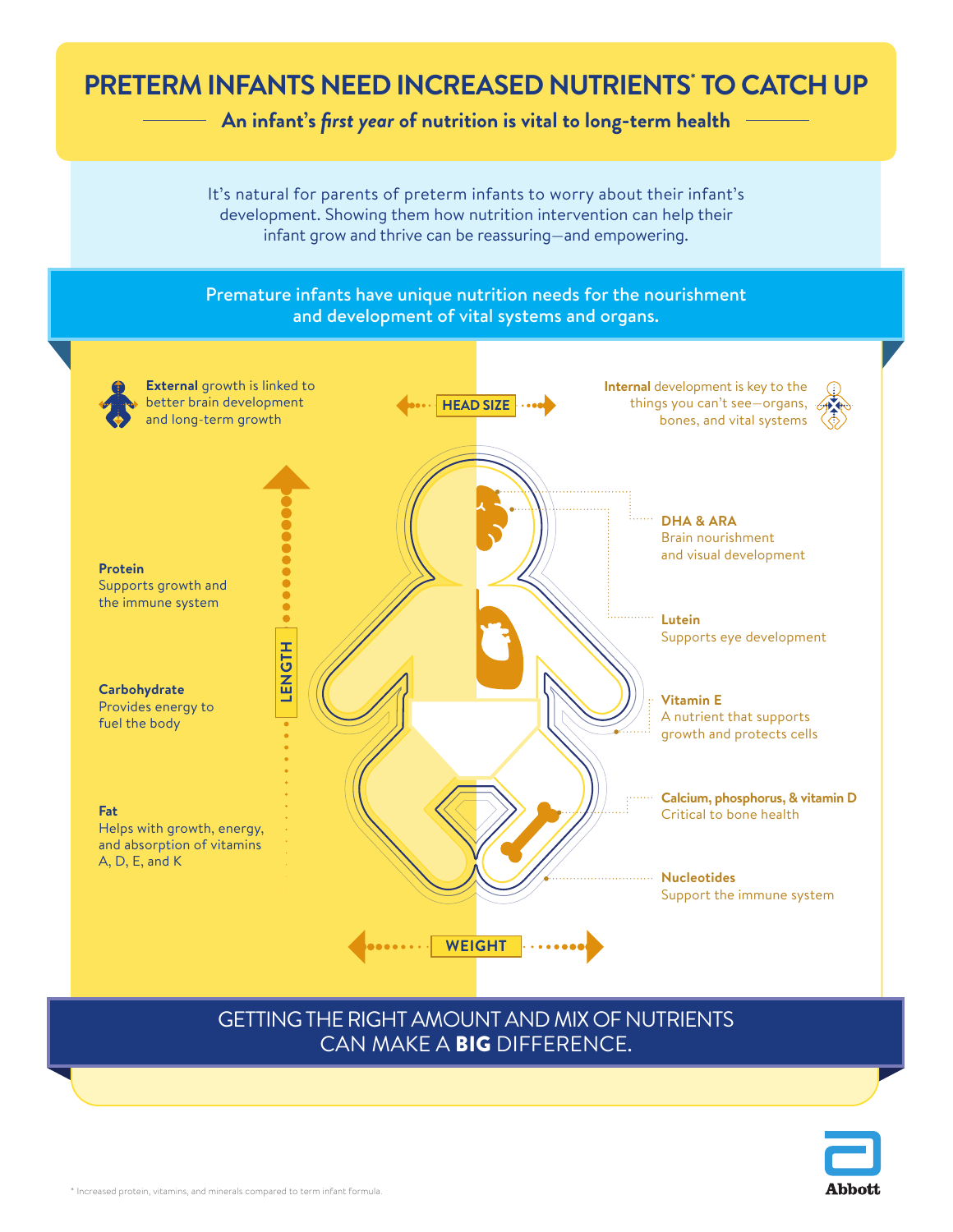# PRETERM INFANTS NEED INCREASED NUTRIENTS* TO CATCH UP

## An infant's *first year* of nutrition is vital to long-term health

It's natural for parents of preterm infants to worry about their infant's development. Showing them how nutrition intervention can help their infant grow and thrive can be reassuring—and empowering.

**Premature infants have unique nutrition needs for the nourishment and development of vital systems and organs.**

**External** growth is linked to better brain development and long-term growth

HEAD SIZE

**Internal** development is key to the things you can't see—organs, bones, and vital systems

LENGTH

**Protein**
Supports growth and the immune system

**Carbohydrate**
Provides energy to fuel the body

**Fat**
Helps with growth, energy, and absorption of vitamins A, D, E, and K

**DHA & ARA**
Brain nourishment and visual development

**Lutein**
Supports eye development

**Vitamin E**
A nutrient that supports growth and protects cells

**Calcium, phosphorus, & vitamin D**
Critical to bone health

**Nucleotides**
Support the immune system

WEIGHT

GETTING THE RIGHT AMOUNT AND MIX OF NUTRIENTS CAN MAKE A **BIG** DIFFERENCE.

\* Increased protein, vitamins, and minerals compared to term infant formula.

Abbott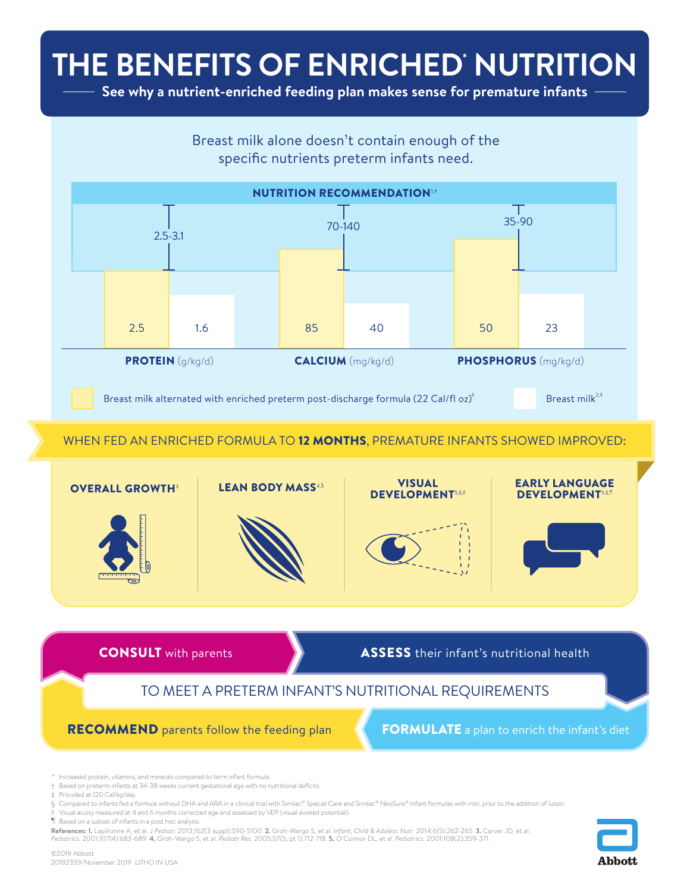# THE BENEFITS OF ENRICHED* NUTRITION

## See why a nutrient-enriched feeding plan makes sense for premature infants

Breast milk alone doesn't contain enough of the specific nutrients preterm infants need.

NUTRITION RECOMMENDATION[1,†]

2.5-3.1

70-140

35-90

2.5

1.6

85

40

50

23

**PROTEIN** (g/kg/d)

**CALCIUM** (mg/kg/d)

**PHOSPHORUS** (mg/kg/d)

Breast milk alternated with enriched preterm post-discharge formula (22 Cal/fl oz)[‡]

Breast milk[2,‡]

WHEN FED AN ENRICHED FORMULA TO **12 MONTHS**, PREMATURE INFANTS SHOWED IMPROVED:

**OVERALL GROWTH**[3]

**LEAN BODY MASS**[4,§]

**VISUAL DEVELOPMENT**[5,§,‖]

**EARLY LANGUAGE DEVELOPMENT**[5,§,¶]

**CONSULT** with parents

**ASSESS** their infant's nutritional health

TO MEET A PRETERM INFANT'S NUTRITIONAL REQUIREMENTS

**RECOMMEND** parents follow the feeding plan

**FORMULATE** a plan to enrich the infant's diet

\* Increased protein, vitamins, and minerals compared to term infant formula.

† Based on preterm infants at 34-38 weeks current gestational age with no nutritional deficits.

‡ Provided at 120 Cal/kg/day.

§ Compared to infants fed a formula without DHA and ARA in a clinical trial with Similac® Special Care and Similac® NeoSure® infant formulas with iron; prior to the addition of lutein.

‖ Visual acuity measured at 4 and 6 months corrected age and assessed by VEP (visual evoked potential).

¶ Based on a subset of infants in a post hoc analysis.

**References: 1.** Lapillonne A, et al. *J Pediatr.* 2013;162(3 suppl):S90-S100. **2.** Groh-Wargo S, et al. *Infant, Child & Adolesc Nutr.* 2014;6(5):262-265. **3.** Carver JD, et al. *Pediatrics.* 2001;107(4):683-689. **4.** Groh-Wargo S, et al. *Pediatr Res.* 2005;57(5, pt 1):712-718. **5.** O'Connor DL, et al. *Pediatrics.* 2001;108(2):359-371.

©2019 Abbott
20192339/November 2019 LITHO IN USA

Abbott